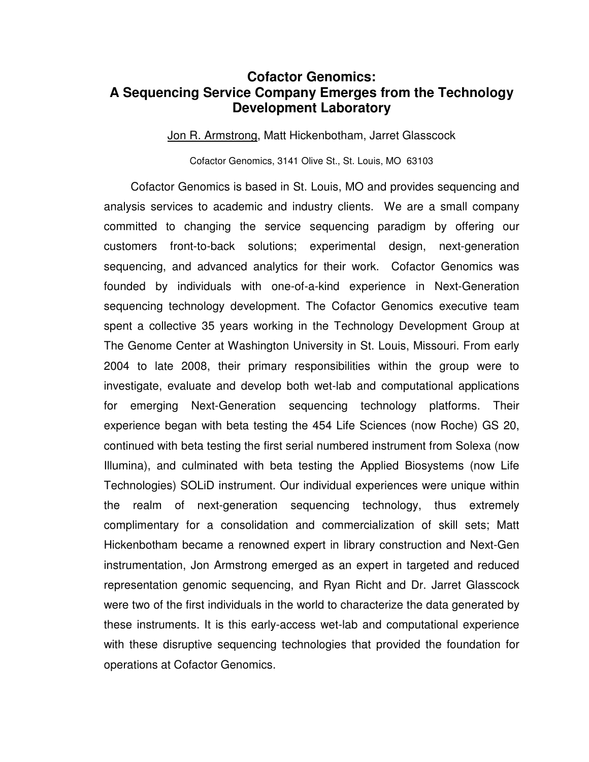# Cofactor Genomics: A Sequencing Service Company Emerges from the Technology Development Laboratory

<u>Jon R. Armstrong</u>, Matt Hickenbotham, Jarret Glasscock

Cofactor Genomics, 3141 Olive St., St. Louis, MO 63103

Cofactor Genomics is based in St. Louis, MO and provides sequencing and analysis services to academic and industry clients. We are a small company committed to changing the service sequencing paradigm by offering our customers front-to-back solutions; experimental design, next-generation sequencing, and advanced analytics for their work. Cofactor Genomics was founded by individuals with one-of-a-kind experience in Next-Generation sequencing technology development. The Cofactor Genomics executive team spent a collective 35 years working in the Technology Development Group at The Genome Center at Washington University in St. Louis, Missouri. From early 2004 to late 2008, their primary responsibilities within the group were to investigate, evaluate and develop both wet-lab and computational applications for emerging Next-Generation sequencing technology platforms. Their experience began with beta testing the 454 Life Sciences (now Roche) GS 20, continued with beta testing the first serial numbered instrument from Solexa (now Illumina), and culminated with beta testing the Applied Biosystems (now Life Technologies) SOLiD instrument. Our individual experiences were unique within the realm of next-generation sequencing technology, thus extremely complimentary for a consolidation and commercialization of skill sets; Matt Hickenbotham became a renowned expert in library construction and Next-Gen instrumentation, Jon Armstrong emerged as an expert in targeted and reduced representation genomic sequencing, and Ryan Richt and Dr. Jarret Glasscock were two of the first individuals in the world to characterize the data generated by these instruments. It is this early-access wet-lab and computational experience with these disruptive sequencing technologies that provided the foundation for operations at Cofactor Genomics.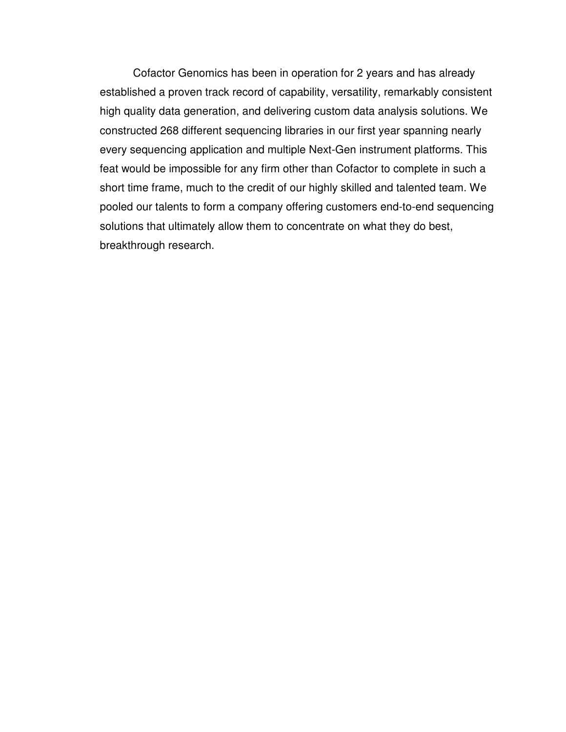Cofactor Genomics has been in operation for 2 years and has already established a proven track record of capability, versatility, remarkably consistent high quality data generation, and delivering custom data analysis solutions. We constructed 268 different sequencing libraries in our first year spanning nearly every sequencing application and multiple Next-Gen instrument platforms. This feat would be impossible for any firm other than Cofactor to complete in such a short time frame, much to the credit of our highly skilled and talented team. We pooled our talents to form a company offering customers end-to-end sequencing solutions that ultimately allow them to concentrate on what they do best, breakthrough research.